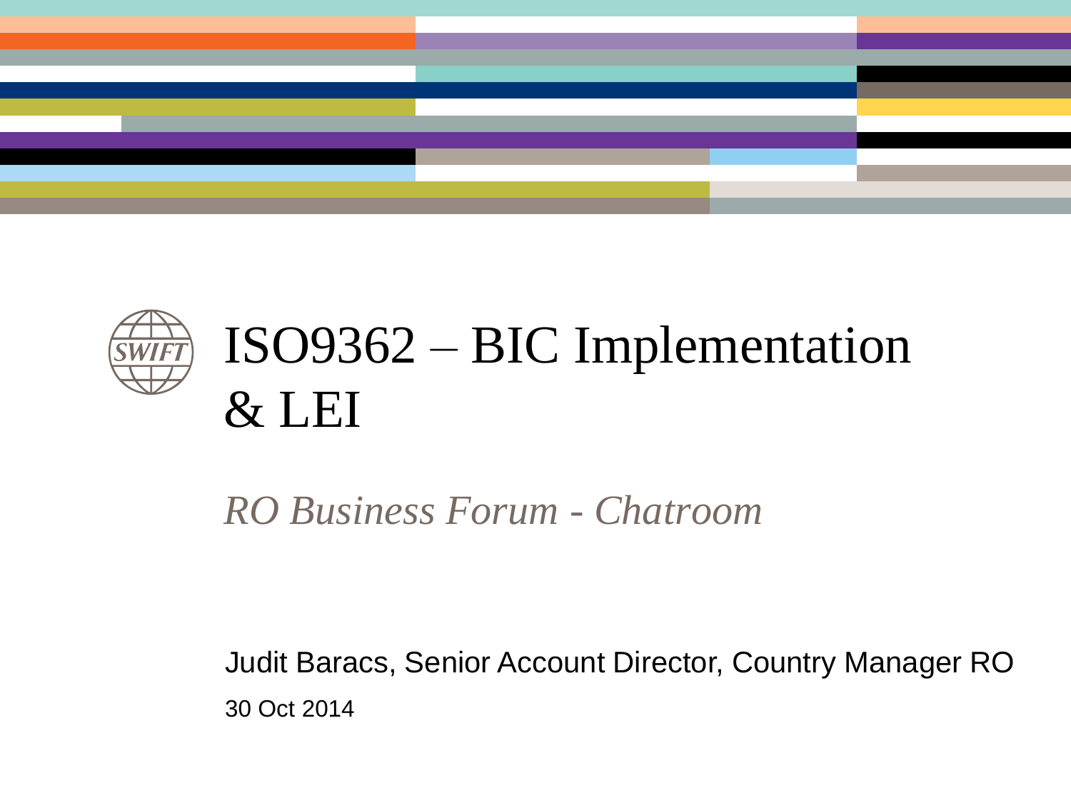# ISO9362 – BIC Implementation & LEI

*RO Business Forum - Chatroom*

Judit Baracs, Senior Account Director, Country Manager RO

30 Oct 2014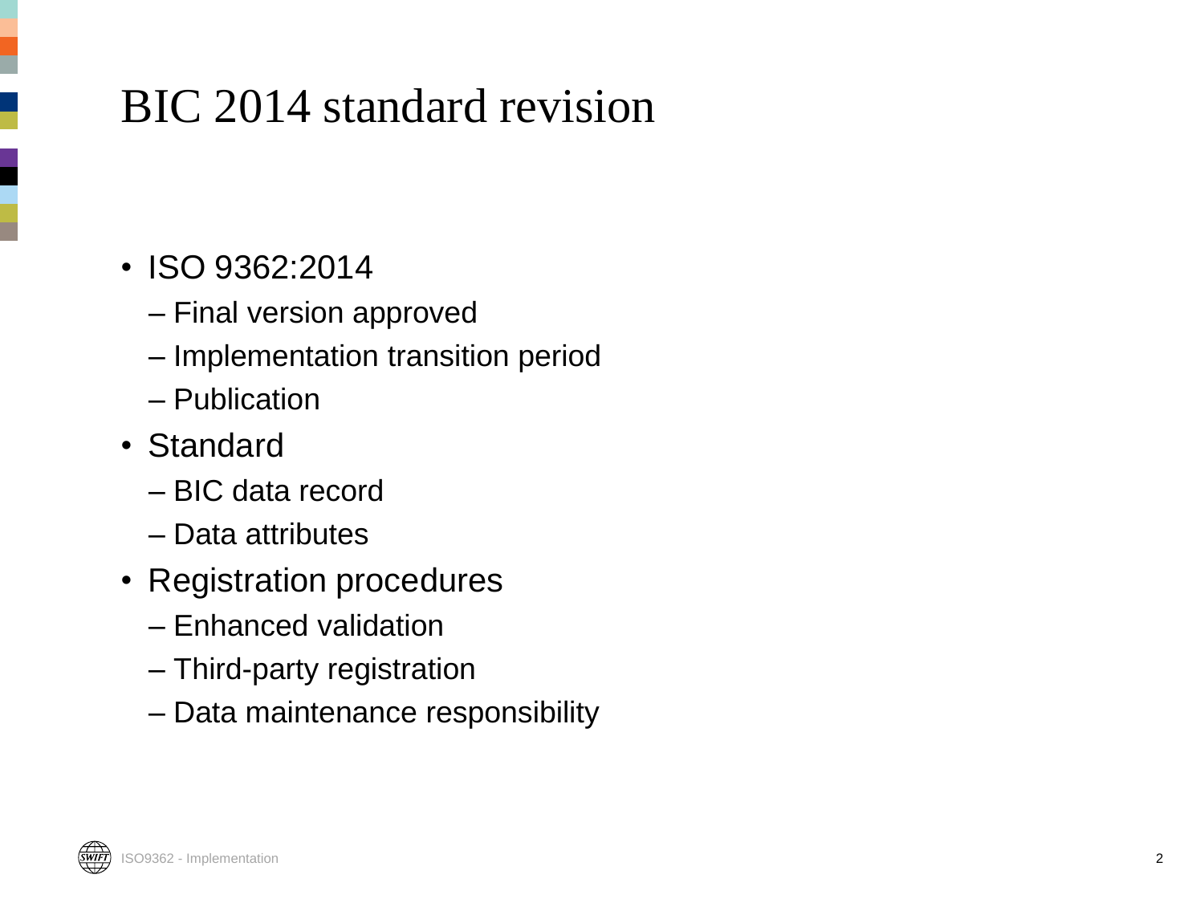# BIC 2014 standard revision

- ISO 9362:2014
  - Final version approved
  - Implementation transition period
  - Publication
- Standard
  - BIC data record
  - Data attributes
- Registration procedures
  - Enhanced validation
  - Third-party registration
  - Data maintenance responsibility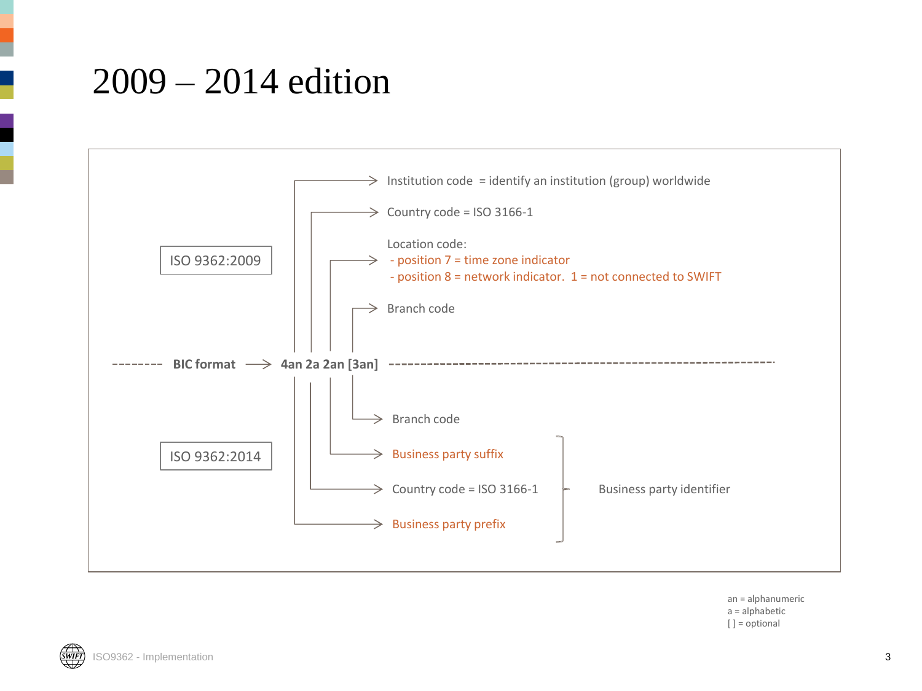# 2009 – 2014 edition

**ISO 9362:2009**

- Institution code = identify an institution (group) worldwide
- Country code = ISO 3166-1
- Location code:
  - position 7 = time zone indicator
  - position 8 = network indicator. 1 = not connected to SWIFT
- Branch code

**BIC format** → **4an 2a 2an [3an]**

**ISO 9362:2014**

- Branch code
- Business party suffix
- Country code = ISO 3166-1
- Business party prefix

Business party suffix, Country code and Business party prefix together form the Business party identifier.

an = alphanumeric
a = alphabetic
[ ] = optional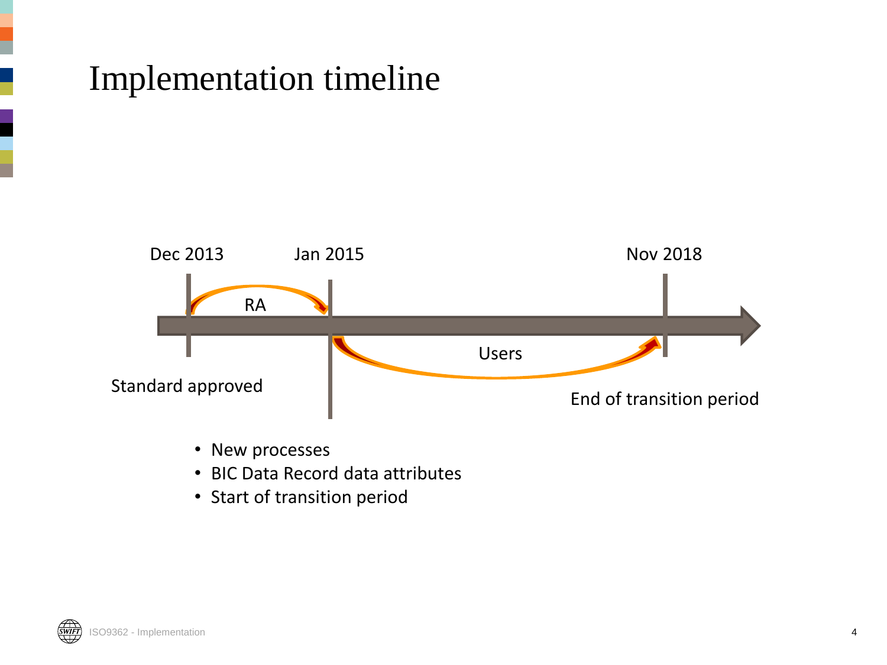# Implementation timeline

Dec 2013

Jan 2015

Nov 2018

RA

Users

Standard approved

End of transition period

- New processes
- BIC Data Record data attributes
- Start of transition period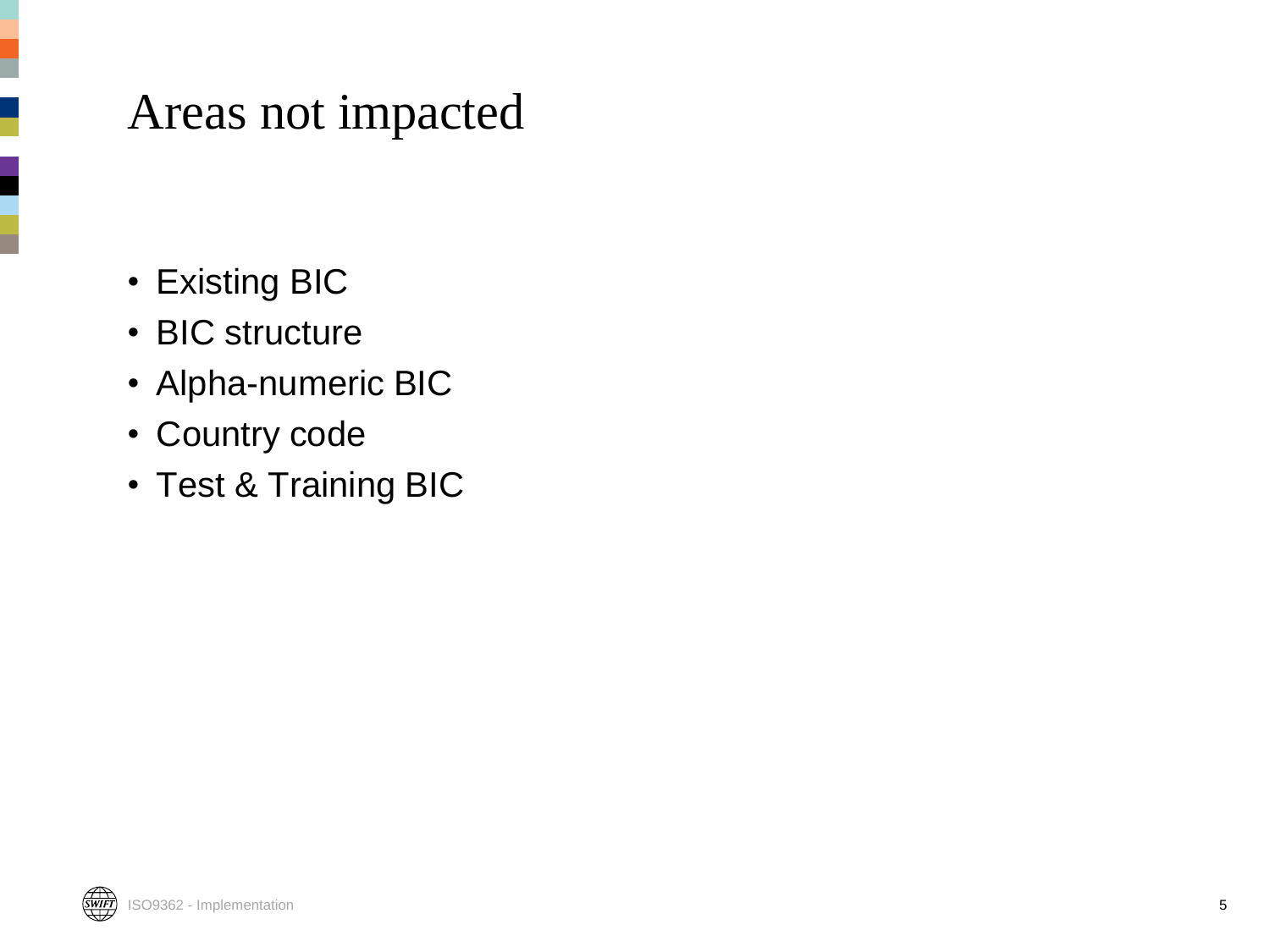# Areas not impacted

- Existing BIC
- BIC structure
- Alpha-numeric BIC
- Country code
- Test & Training BIC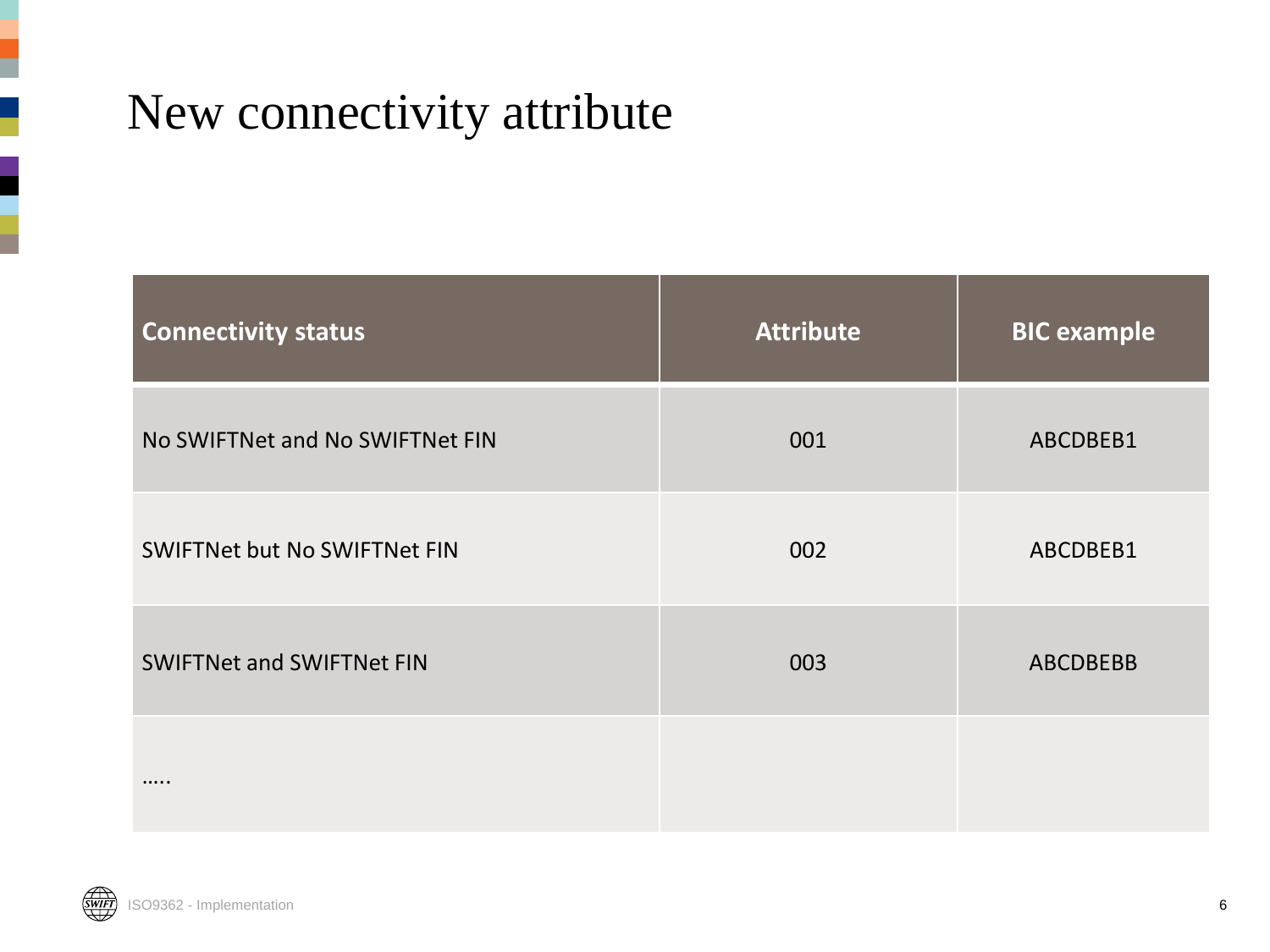# New connectivity attribute

| Connectivity status | Attribute | BIC example |
|---|---|---|
| No SWIFTNet and No SWIFTNet FIN | 001 | ABCDBEB1 |
| SWIFTNet but No SWIFTNet FIN | 002 | ABCDBEB1 |
| SWIFTNet and SWIFTNet FIN | 003 | ABCDBEBB |
| ….. | | |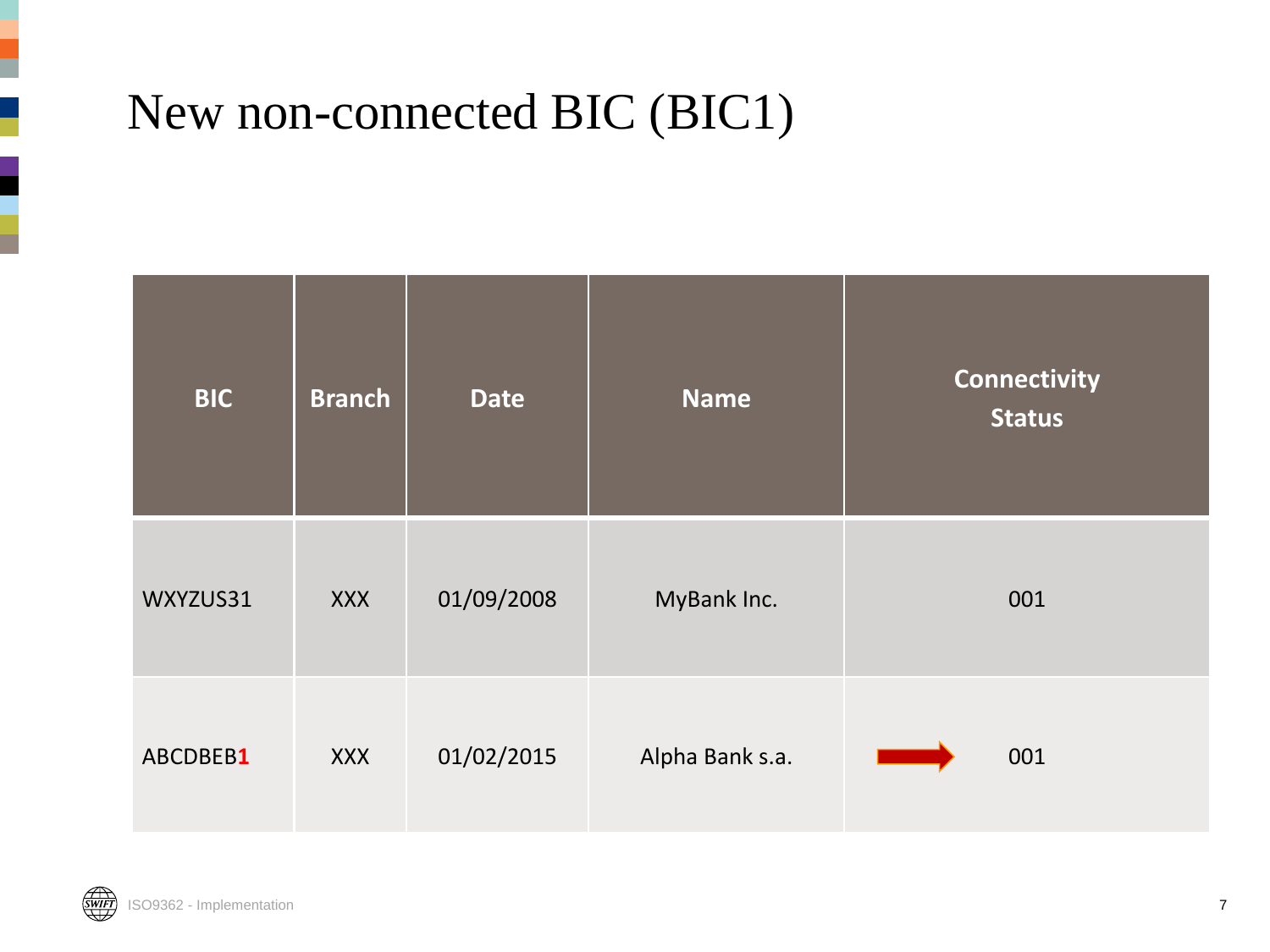# New non-connected BIC (BIC1)

| BIC | Branch | Date | Name | Connectivity Status |
|---|---|---|---|---|
| WXYZUS31 | XXX | 01/09/2008 | MyBank Inc. | 001 |
| ABCDBEB**1** | XXX | 01/02/2015 | Alpha Bank s.a. | → 001 |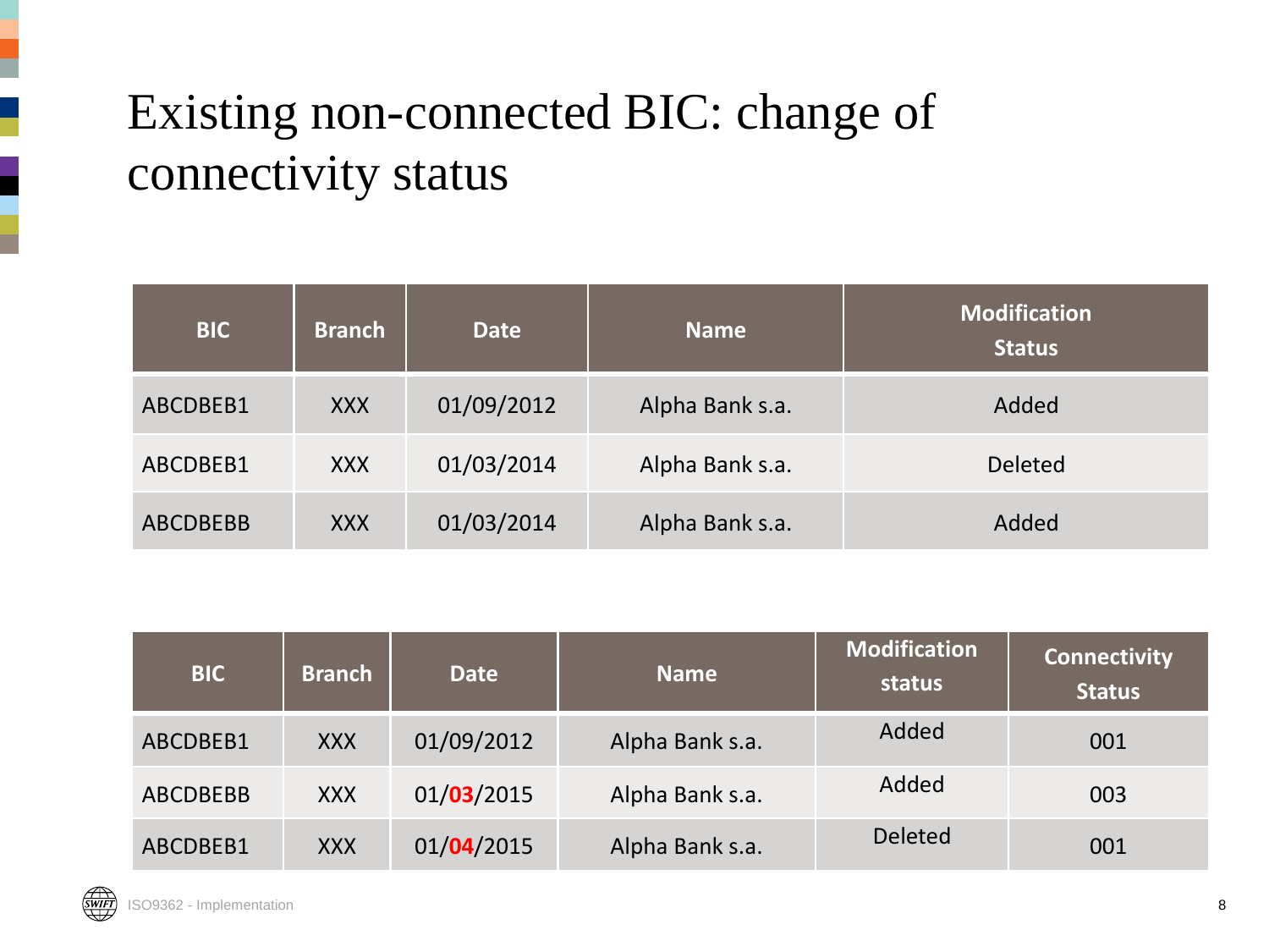# Existing non-connected BIC: change of connectivity status

| BIC | Branch | Date | Name | Modification Status |
|---|---|---|---|---|
| ABCDBEB1 | XXX | 01/09/2012 | Alpha Bank s.a. | Added |
| ABCDBEB1 | XXX | 01/03/2014 | Alpha Bank s.a. | Deleted |
| ABCDBEBB | XXX | 01/03/2014 | Alpha Bank s.a. | Added |

| BIC | Branch | Date | Name | Modification status | Connectivity Status |
|---|---|---|---|---|---|
| ABCDBEB1 | XXX | 01/09/2012 | Alpha Bank s.a. | Added | 001 |
| ABCDBEBB | XXX | 01/**03**/2015 | Alpha Bank s.a. | Added | 003 |
| ABCDBEB1 | XXX | 01/**04**/2015 | Alpha Bank s.a. | Deleted | 001 |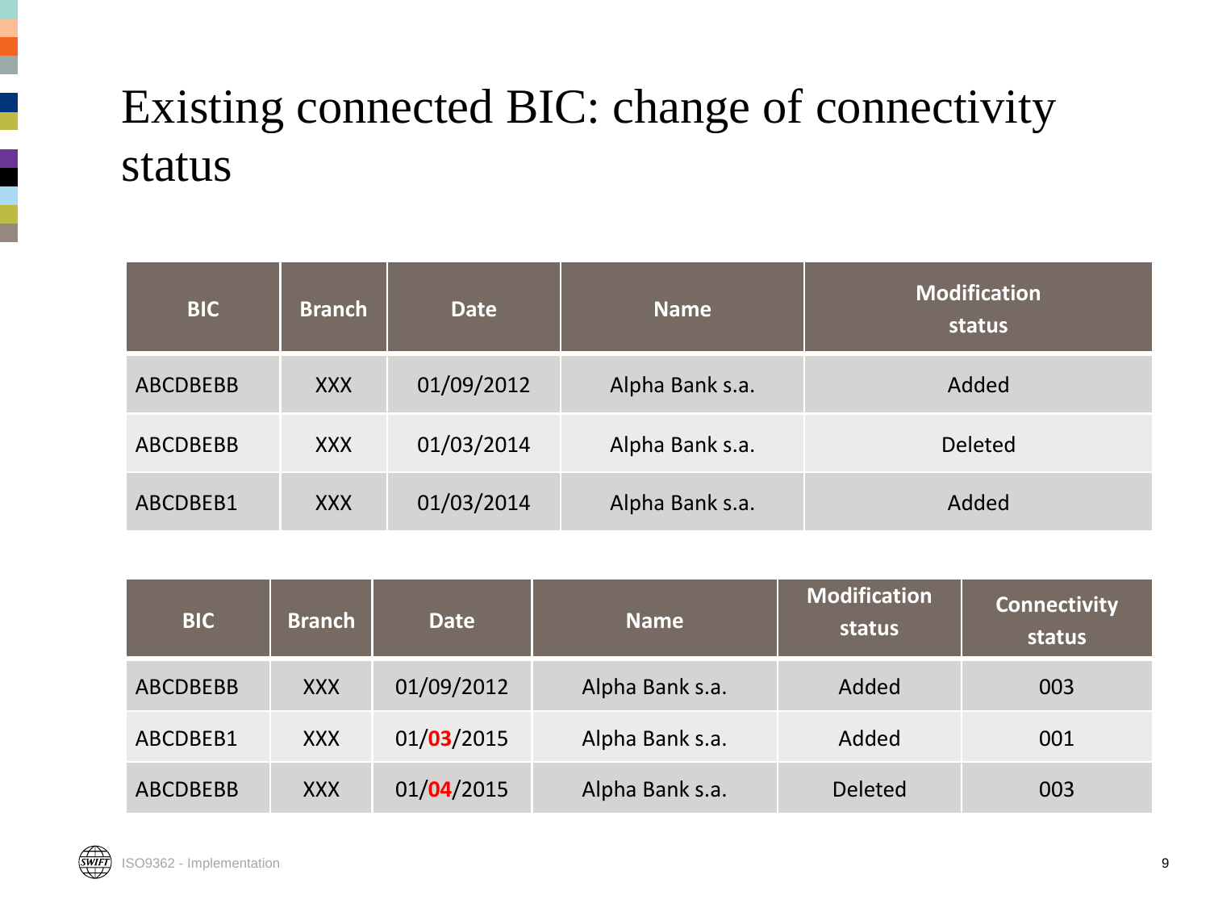# Existing connected BIC: change of connectivity status

| BIC | Branch | Date | Name | Modification status |
|---|---|---|---|---|
| ABCDBEBB | XXX | 01/09/2012 | Alpha Bank s.a. | Added |
| ABCDBEBB | XXX | 01/03/2014 | Alpha Bank s.a. | Deleted |
| ABCDBEB1 | XXX | 01/03/2014 | Alpha Bank s.a. | Added |

| BIC | Branch | Date | Name | Modification status | Connectivity status |
|---|---|---|---|---|---|
| ABCDBEBB | XXX | 01/09/2012 | Alpha Bank s.a. | Added | 003 |
| ABCDBEB1 | XXX | 01/**03**/2015 | Alpha Bank s.a. | Added | 001 |
| ABCDBEBB | XXX | 01/**04**/2015 | Alpha Bank s.a. | Deleted | 003 |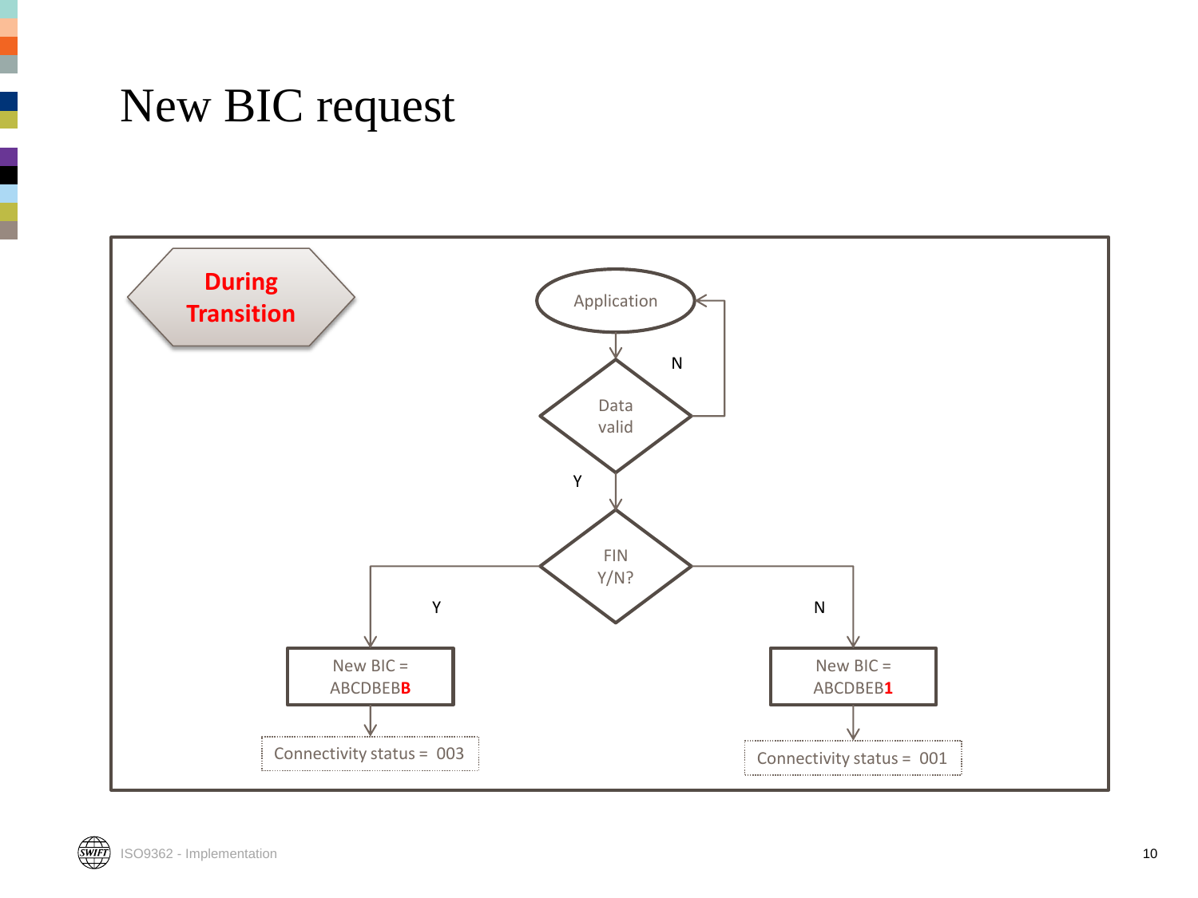# New BIC request

**During Transition**

Application

Data valid

N

Y

FIN Y/N?

Y

N

New BIC = ABCDBEB**B**

New BIC = ABCDBEB**1**

Connectivity status = 003

Connectivity status = 001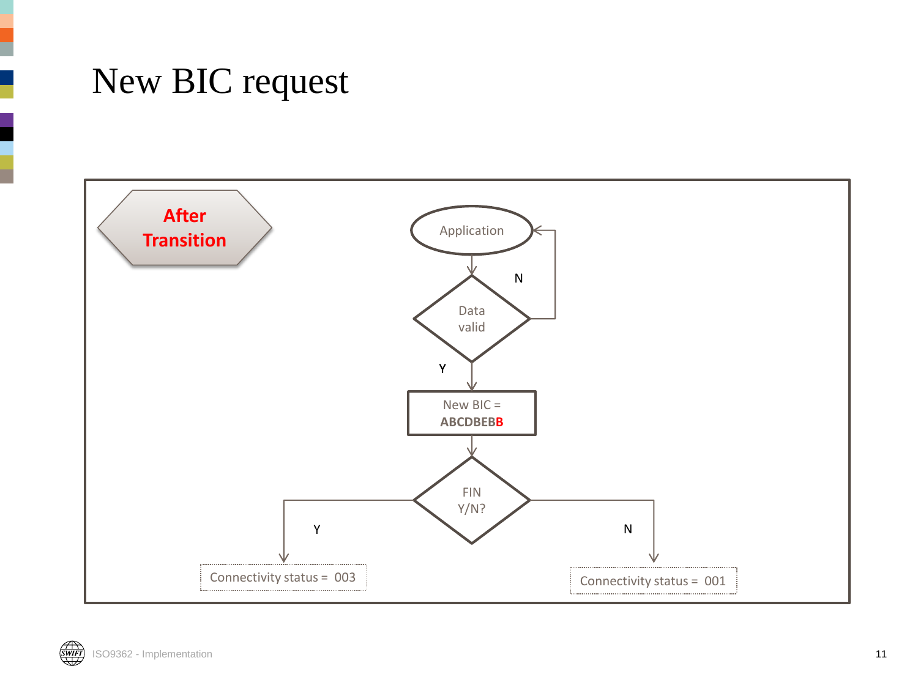# New BIC request

**After Transition**

Application

Data valid

N

Y

New BIC = **ABCDBEBB**

FIN Y/N?

Y

N

Connectivity status = 003

Connectivity status = 001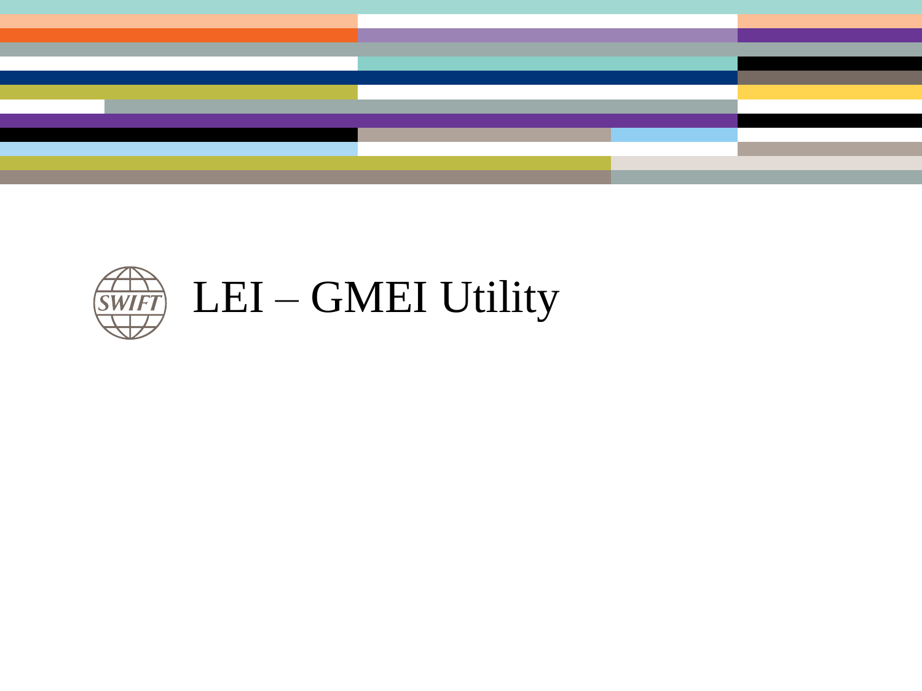# LEI – GMEI Utility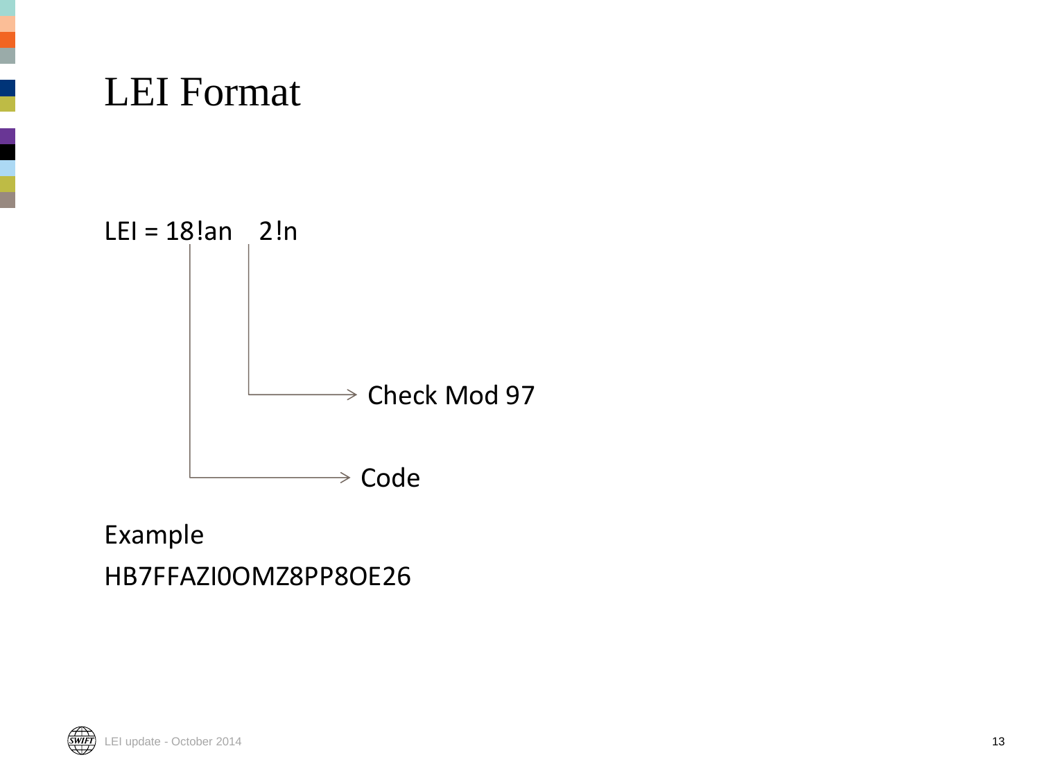# LEI Format

LEI = 18!an 2!n

- 18!an → Code
- 2!n → Check Mod 97

Example

HB7FFAZI0OMZ8PP8OE26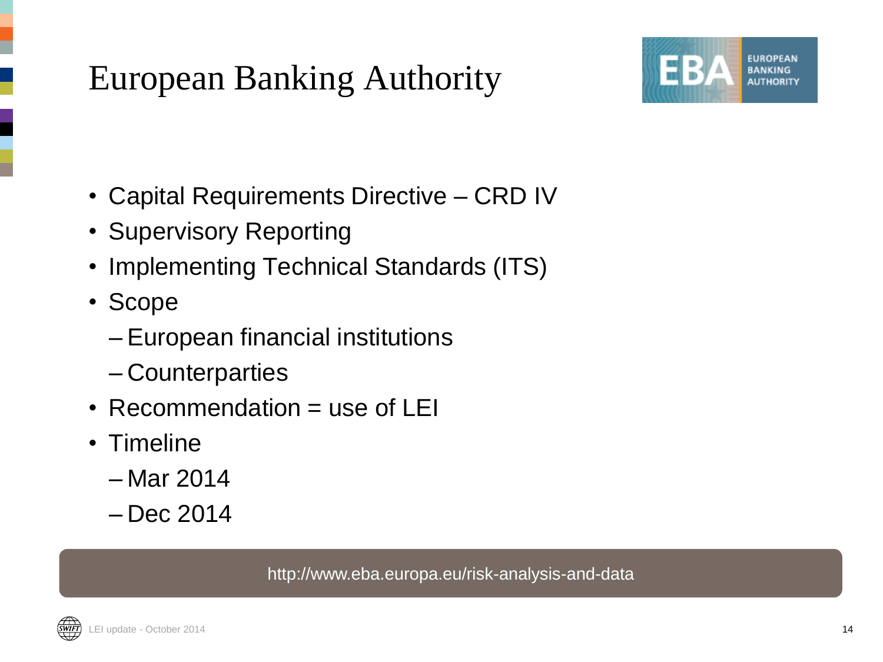# European Banking Authority

- Capital Requirements Directive – CRD IV
- Supervisory Reporting
- Implementing Technical Standards (ITS)
- Scope
  - European financial institutions
  - Counterparties
- Recommendation = use of LEI
- Timeline
  - Mar 2014
  - Dec 2014

http://www.eba.europa.eu/risk-analysis-and-data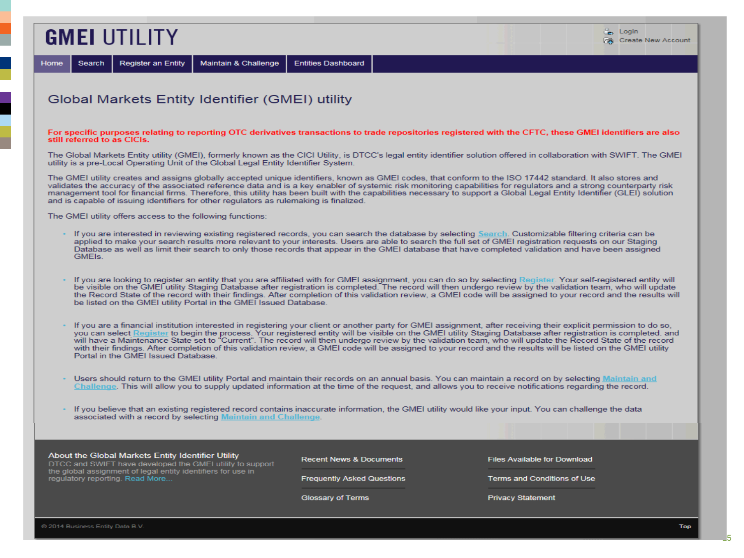# GMEI UTILITY

Login
Create New Account

Home | Search | Register an Entity | Maintain & Challenge | Entities Dashboard

## Global Markets Entity Identifier (GMEI) utility

**For specific purposes relating to reporting OTC derivatives transactions to trade repositories registered with the CFTC, these GMEI identifiers are also still referred to as CICIs.**

The Global Markets Entity utility (GMEI), formerly known as the CICI Utility, is DTCC's legal entity identifier solution offered in collaboration with SWIFT. The GMEI utility is a pre-Local Operating Unit of the Global Legal Entity Identifier System.

The GMEI utility creates and assigns globally accepted unique identifiers, known as GMEI codes, that conform to the ISO 17442 standard. It also stores and validates the accuracy of the associated reference data and is a key enabler of systemic risk monitoring capabilities for regulators and a strong counterparty risk management tool for financial firms. Therefore, this utility has been built with the capabilities necessary to support a Global Legal Entity Identifier (GLEI) solution and is capable of issuing identifiers for other regulators as rulemaking is finalized.

The GMEI utility offers access to the following functions:

- If you are interested in reviewing existing registered records, you can search the database by selecting Search. Customizable filtering criteria can be applied to make your search results more relevant to your interests. Users are able to search the full set of GMEI registration requests on our Staging Database as well as limit their search to only those records that appear in the GMEI database that have completed validation and have been assigned GMEIs.
- If you are looking to register an entity that you are affiliated with for GMEI assignment, you can do so by selecting Register. Your self-registered entity will be visible on the GMEI utility Staging Database after registration is completed. The record will then undergo review by the validation team, who will update the Record State of the record with their findings. After completion of this validation review, a GMEI code will be assigned to your record and the results will be listed on the GMEI utility Portal in the GMEI Issued Database.
- If you are a financial institution interested in registering your client or another party for GMEI assignment, after receiving their explicit permission to do so, you can select Register to begin the process. Your registered entity will be visible on the GMEI utility Staging Database after registration is completed. and will have a Maintenance State set to "Current". The record will then undergo review by the validation team, who will update the Record State of the record with their findings. After completion of this validation review, a GMEI code will be assigned to your record and the results will be listed on the GMEI utility Portal in the GMEI Issued Database.
- Users should return to the GMEI utility Portal and maintain their records on an annual basis. You can maintain a record on by selecting Maintain and Challenge. This will allow you to supply updated information at the time of the request, and allows you to receive notifications regarding the record.
- If you believe that an existing registered record contains inaccurate information, the GMEI utility would like your input. You can challenge the data associated with a record by selecting Maintain and Challenge.

**About the Global Markets Entity Identifier Utility**
DTCC and SWIFT have developed the GMEI utility to support the global assignment of legal entity identifiers for use in regulatory reporting. Read More...

Recent News & Documents
Frequently Asked Questions
Glossary of Terms

Files Available for Download
Terms and Conditions of Use
Privacy Statement

© 2014 Business Entity Data B.V.

Top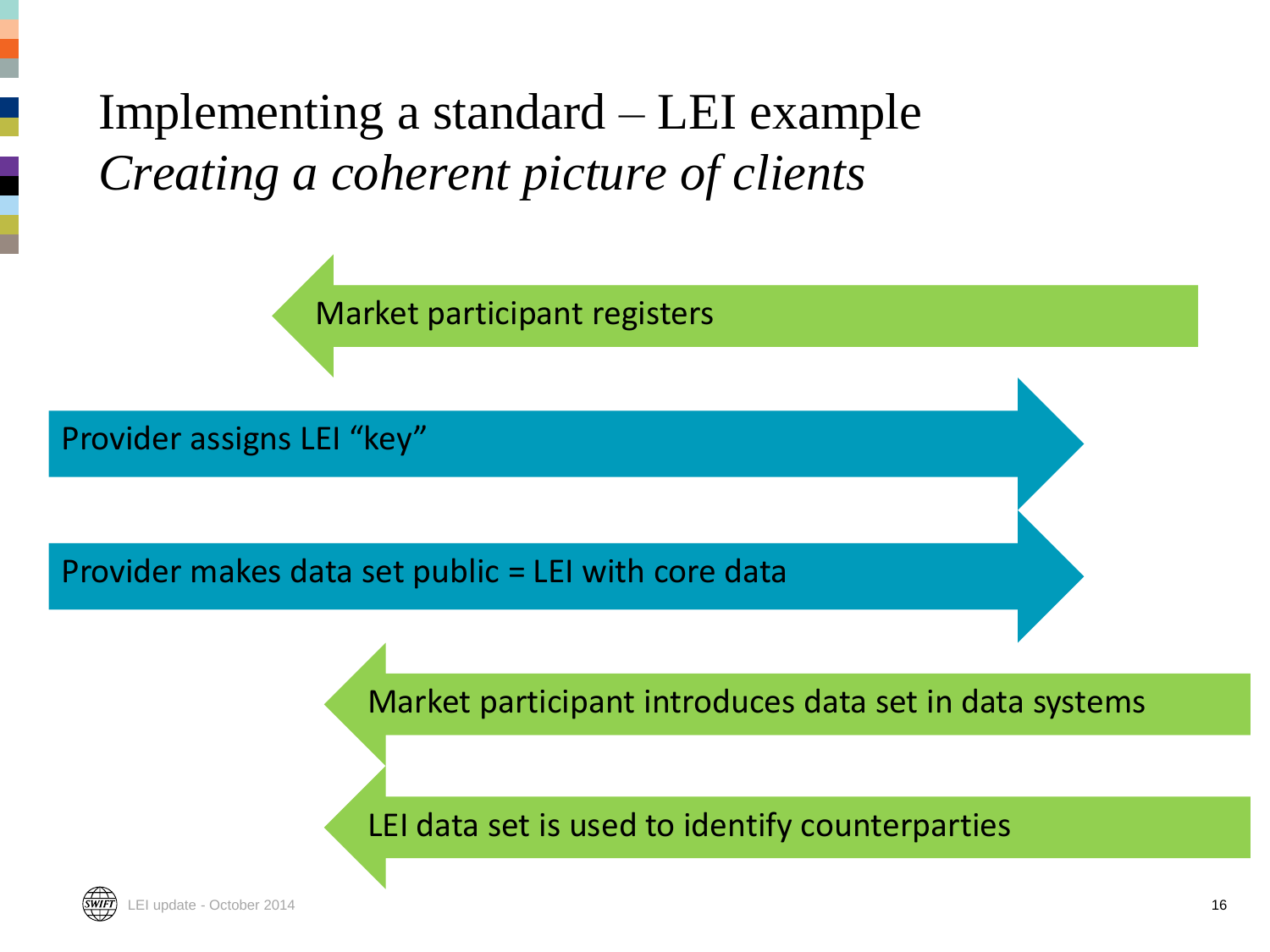# Implementing a standard – LEI example

## *Creating a coherent picture of clients*

Market participant registers

Provider assigns LEI "key"

Provider makes data set public = LEI with core data

Market participant introduces data set in data systems

LEI data set is used to identify counterparties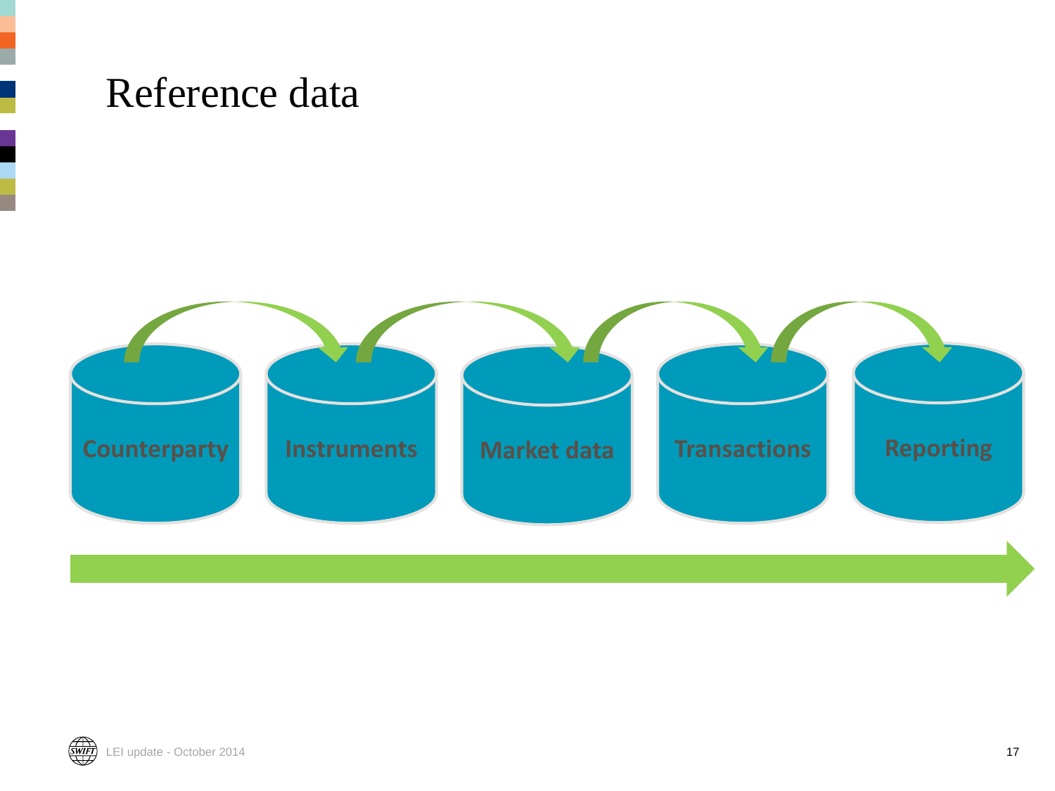# Reference data

Counterparty

Instruments

Market data

Transactions

Reporting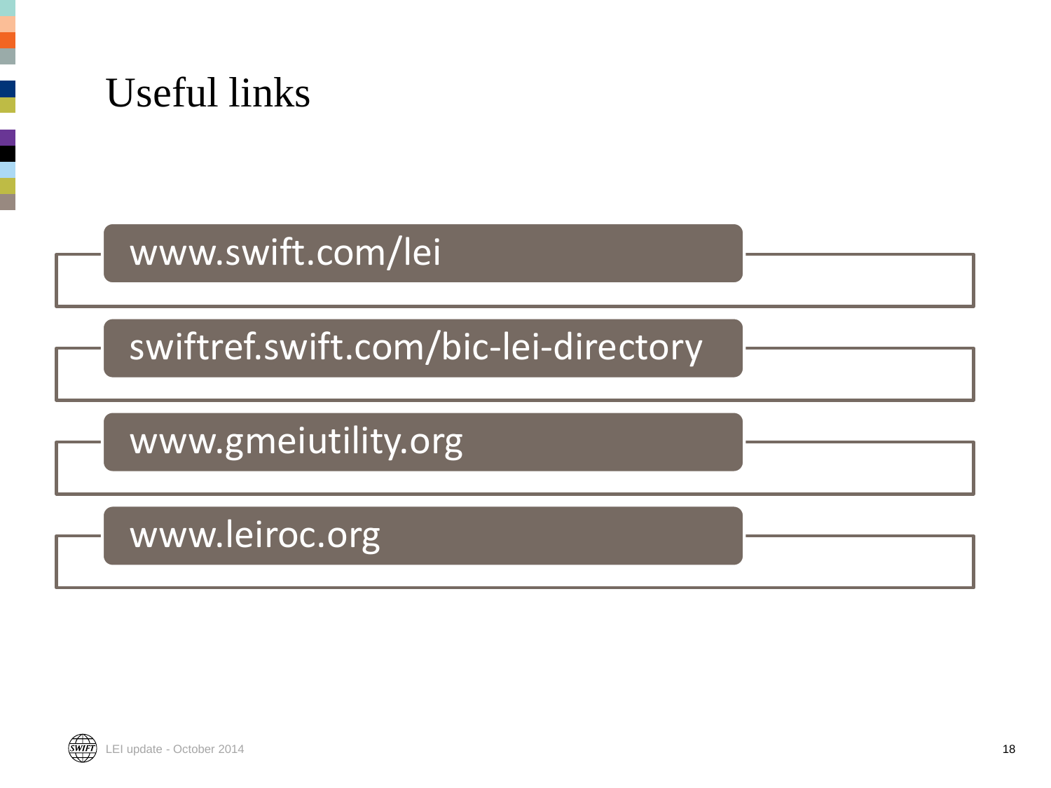# Useful links

- www.swift.com/lei
- swiftref.swift.com/bic-lei-directory
- www.gmeiutility.org
- www.leiroc.org